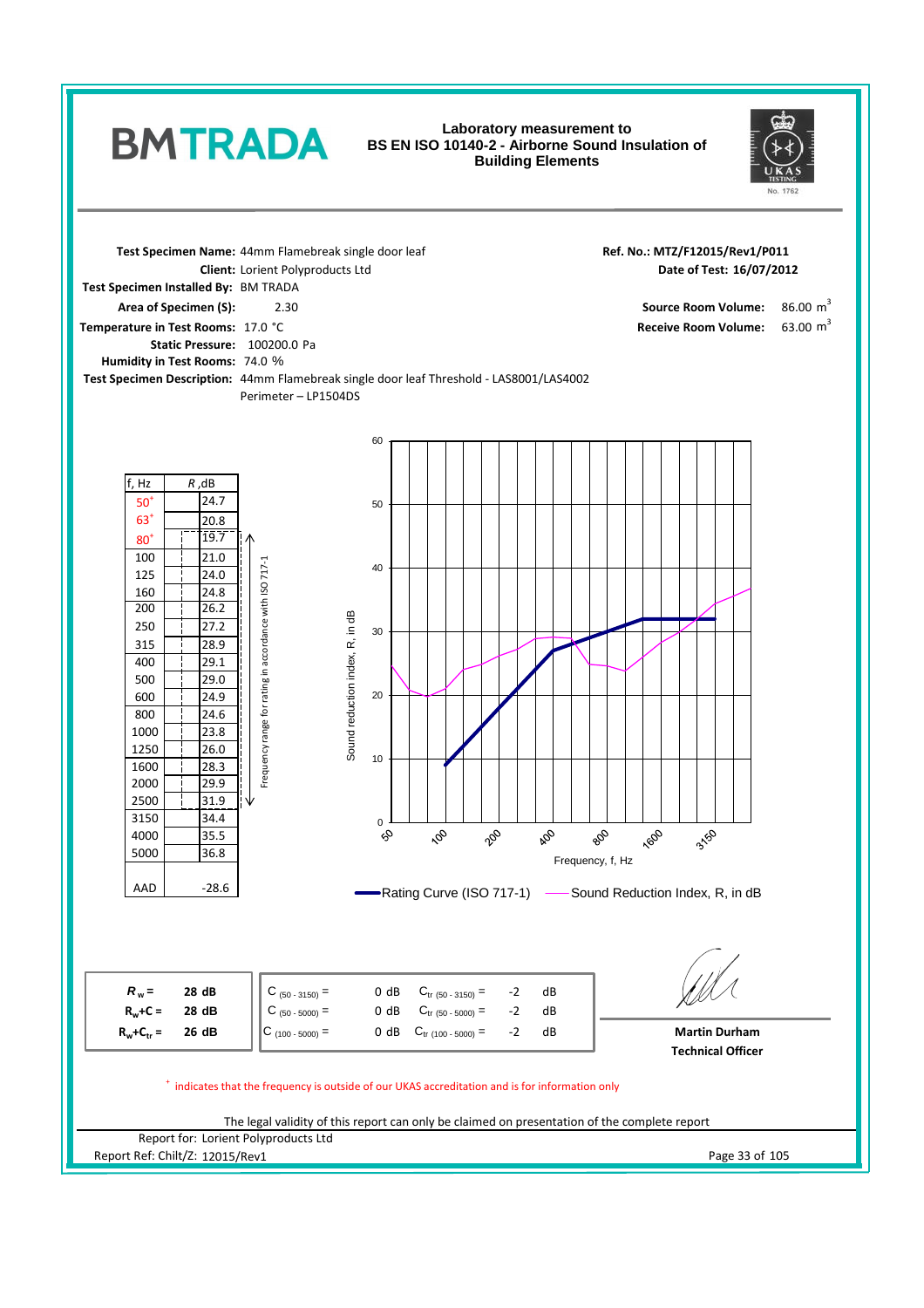# BMTRADA

**Laboratory measurement to BS EN ISO 10140-2 - Airborne Sound Insulation of Building Elements**

UKAS TESTING No. 1762

**Test Specimen Name:** 44mm Flamebreak single door leaf
**Client:** Lorient Polyproducts Ltd
**Test Specimen Installed By:** BM TRADA
**Area of Specimen (S):** 2.30
**Temperature in Test Rooms:** 17.0 °C
**Static Pressure:** 100200.0 Pa
**Humidity in Test Rooms:** 74.0 %
**Test Specimen Description:** 44mm Flamebreak single door leaf Threshold - LAS8001/LAS4002 Perimeter – LP1504DS

**Ref. No.: MTZ/F12015/Rev1/P011**
**Date of Test: 16/07/2012**
**Source Room Volume:** 86.00 $m^3$
**Receive Room Volume:** 63.00 $m^3$

| f, Hz | R, dB |
|---|---|
| 50+ | 24.7 |
| 63+ | 20.8 |
| 80+ | 19.7 |
| 100 | 21.0 |
| 125 | 24.0 |
| 160 | 24.8 |
| 200 | 26.2 |
| 250 | 27.2 |
| 315 | 28.9 |
| 400 | 29.1 |
| 500 | 29.0 |
| 600 | 24.9 |
| 800 | 24.6 |
| 1000 | 23.8 |
| 1250 | 26.0 |
| 1600 | 28.3 |
| 2000 | 29.9 |
| 2500 | 31.9 |
| 3150 | 34.4 |
| 4000 | 35.5 |
| 5000 | 36.8 |
| AAD | -28.6 |

Frequency range for rating in accordance with ISO 717-1 (80 – 2500 Hz)

Sound reduction index, R, in dB vs Frequency, f, Hz — Rating Curve (ISO 717-1); Sound Reduction Index, R, in dB

| | | | | | |
|---|---|---|---|---|---|
| $R_w$ = | 28 dB | $C_{(50-3150)}$ = 0 dB | $C_{tr\,(50-3150)}$ = -2 dB |
| $R_w+C$ = | 28 dB | $C_{(50-5000)}$ = 0 dB | $C_{tr\,(50-5000)}$ = -2 dB |
| $R_w+C_{tr}$ = | 26 dB | $C_{(100-5000)}$ = 0 dB | $C_{tr\,(100-5000)}$ = -2 dB |

**Martin Durham**
**Technical Officer**

+ indicates that the frequency is outside of our UKAS accreditation and is for information only

The legal validity of this report can only be claimed on presentation of the complete report

Report for: Lorient Polyproducts Ltd
Report Ref: Chilt/Z: 12015/Rev1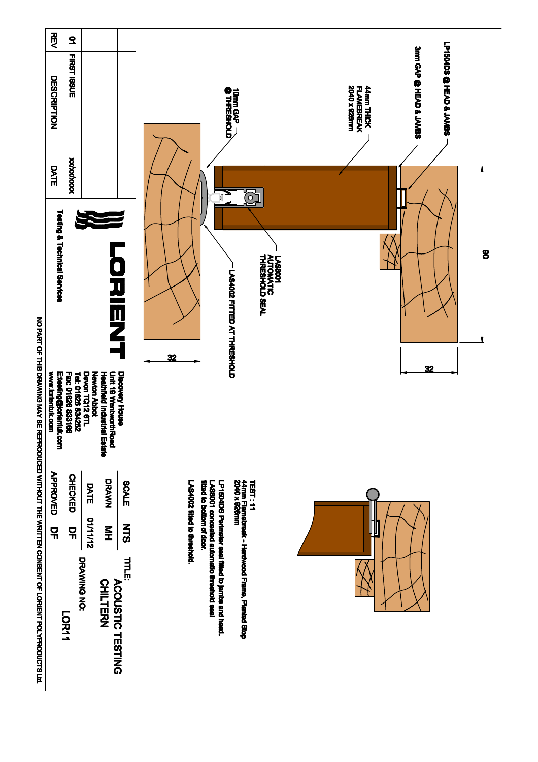LP1504DS @ HEAD & JAMBS

3mm GAP @ HEAD & JAMBS

44mm THICK
FLAMEBREAK
2040 x 926mm

10mm GAP
@ THRESHOLD

LAS8001
AUTOMATIC
THRESHOLD SEAL

LAS4002 FITTED AT THRESHOLD

90

32

32

TEST : 11
44mm Flamebreak - Hardwood Frame, Planted Stop
2040 x 926mm

LP1504DS Perimeter seal fitted to jambs and head.
LAS8001 concealed automatic threshold seal
fitted to bottom of door.
LAS4002 fitted to threshold.

| REV | DESCRIPTION | DATE |
| --- | --- | --- |
| 01 | FIRST ISSUE | xx/xx/xxxx |

**LORIENT**

Testing & Technical Services

Discovery House
Unit 19 Wentworth Road
Heathfield Industrial Estate
Newton Abbot
Devon TQ12 6TL
Tel: 01626 834252
Fax: 01626 833166
E:testing@lorientuk.com
www.lorientuk.com

| | |
| --- | --- |
| SCALE | NTS |
| DRAWN | MH |
| DATE | 01/11/12 |
| CHECKED | DF |
| APPROVED | DF |

TITLE:
ACOUSTIC TESTING
CHILTERN

DRAWING NO:
LOR11

NO PART OF THIS DRAWING MAY BE REPRODUCED WITHOUT THE WRITTEN CONSENT OF LORIENT POLYPRODUCTS Ltd.